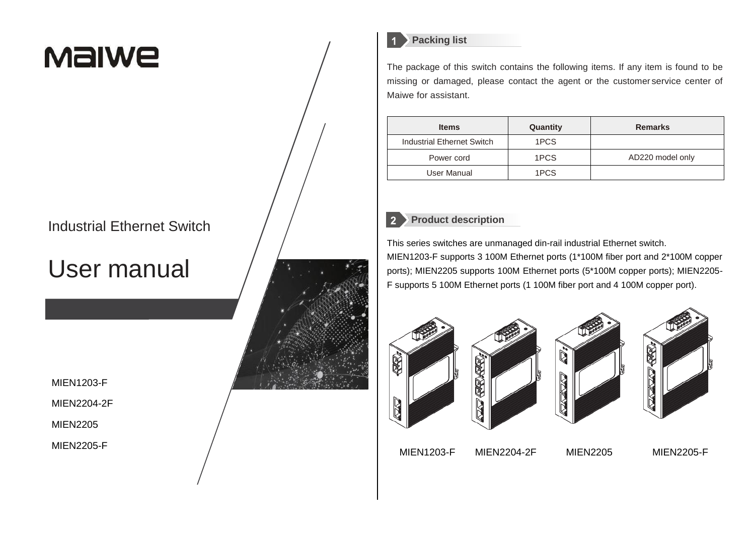# Maiwe

Industrial Ethernet Switch

# User manual

MIEN1203-F

MIEN2204-2F

MIEN2205

MIEN2205-F

## 1 Packing list

The package of this switch contains the following items. If any item is found to be missing or damaged, please contact the agent or the customer service center of Maiwe for assistant.

| Items | Quantity | Remarks |
| --- | --- | --- |
| Industrial Ethernet Switch | 1PCS | |
| Power cord | 1PCS | AD220 model only |
| User Manual | 1PCS | |

## 2 Product description

This series switches are unmanaged din-rail industrial Ethernet switch.

MIEN1203-F supports 3 100M Ethernet ports (1*100M fiber port and 2*100M copper ports); MIEN2205 supports 100M Ethernet ports (5*100M copper ports); MIEN2205-F supports 5 100M Ethernet ports (1 100M fiber port and 4 100M copper port).

MIEN1203-F MIEN2204-2F MIEN2205 MIEN2205-F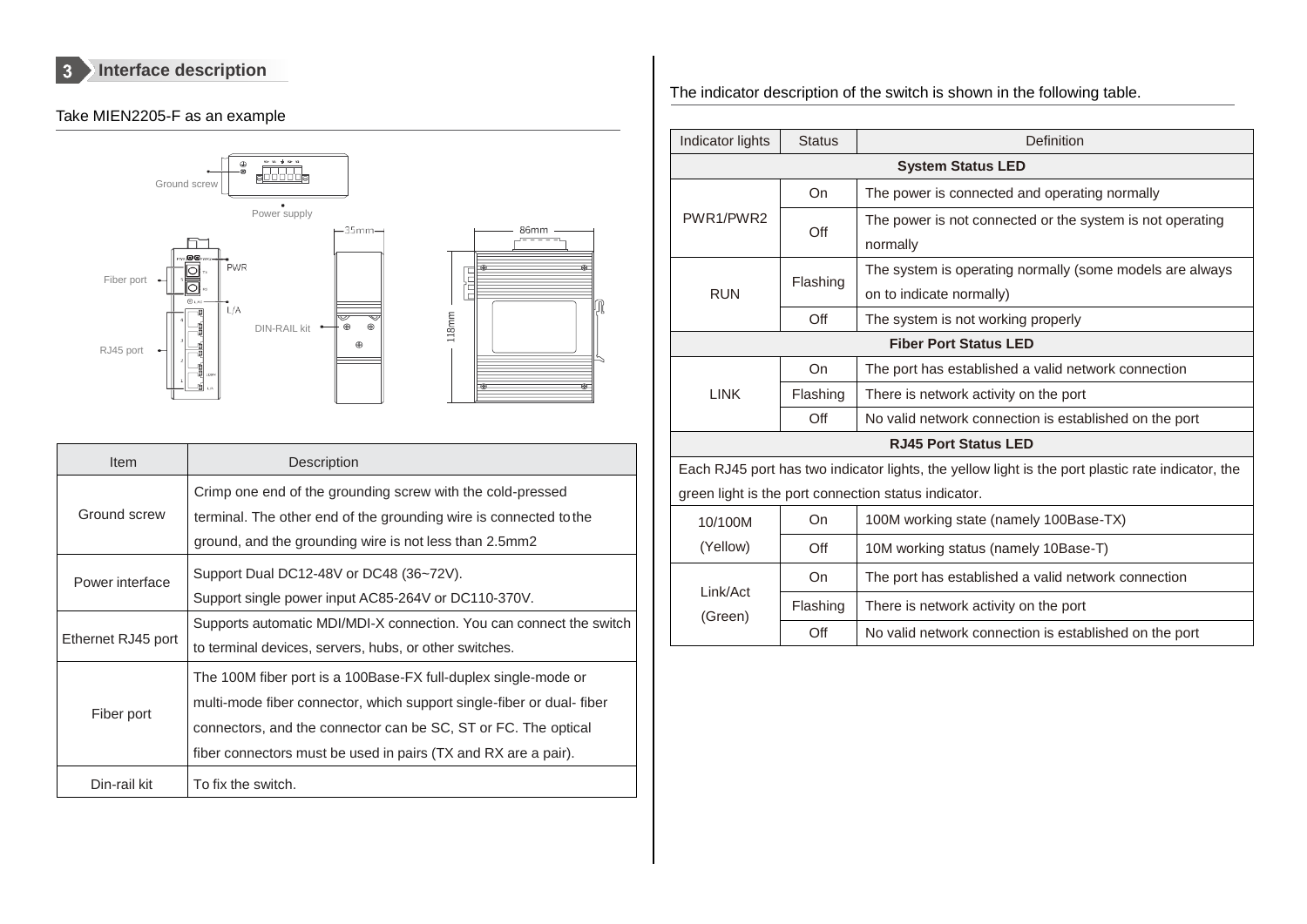## 3 Interface description

Take MIEN2205-F as an example

Ground screw

Power supply

Fiber port

RJ45 port

PWR

L/A

DIN-RAIL kit

35mm

86mm

118mm

| Item | Description |
|---|---|
| Ground screw | Crimp one end of the grounding screw with the cold-pressed terminal. The other end of the grounding wire is connected to the ground, and the grounding wire is not less than 2.5mm2 |
| Power interface | Support Dual DC12-48V or DC48 (36~72V).<br>Support single power input AC85-264V or DC110-370V. |
| Ethernet RJ45 port | Supports automatic MDI/MDI-X connection. You can connect the switch to terminal devices, servers, hubs, or other switches. |
| Fiber port | The 100M fiber port is a 100Base-FX full-duplex single-mode or multi-mode fiber connector, which support single-fiber or dual- fiber connectors, and the connector can be SC, ST or FC. The optical fiber connectors must be used in pairs (TX and RX are a pair). |
| Din-rail kit | To fix the switch. |

The indicator description of the switch is shown in the following table.

| Indicator lights | Status | Definition |
|---|---|---|
| **System Status LED** | | |
| PWR1/PWR2 | On | The power is connected and operating normally |
| | Off | The power is not connected or the system is not operating normally |
| RUN | Flashing | The system is operating normally (some models are always on to indicate normally) |
| | Off | The system is not working properly |
| **Fiber Port Status LED** | | |
| LINK | On | The port has established a valid network connection |
| | Flashing | There is network activity on the port |
| | Off | No valid network connection is established on the port |
| **RJ45 Port Status LED** | | |
| Each RJ45 port has two indicator lights, the yellow light is the port plastic rate indicator, the green light is the port connection status indicator. | | |
| 10/100M (Yellow) | On | 100M working state (namely 100Base-TX) |
| | Off | 10M working status (namely 10Base-T) |
| Link/Act (Green) | On | The port has established a valid network connection |
| | Flashing | There is network activity on the port |
| | Off | No valid network connection is established on the port |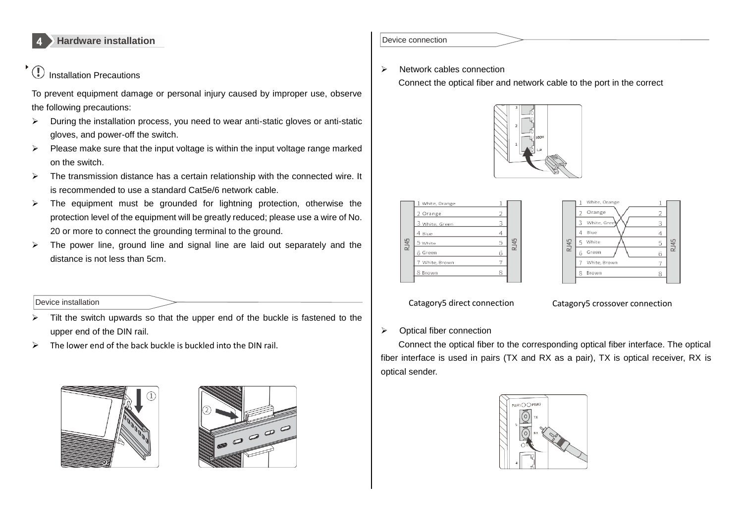## 4 Hardware installation

### Installation Precautions

To prevent equipment damage or personal injury caused by improper use, observe the following precautions:

- During the installation process, you need to wear anti-static gloves or anti-static gloves, and power-off the switch.
- Please make sure that the input voltage is within the input voltage range marked on the switch.
- The transmission distance has a certain relationship with the connected wire. It is recommended to use a standard Cat5e/6 network cable.
- The equipment must be grounded for lightning protection, otherwise the protection level of the equipment will be greatly reduced; please use a wire of No. 20 or more to connect the grounding terminal to the ground.
- The power line, ground line and signal line are laid out separately and the distance is not less than 5cm.

### Device installation

- Tilt the switch upwards so that the upper end of the buckle is fastened to the upper end of the DIN rail.
- The lower end of the back buckle is buckled into the DIN rail.

### Device connection

- Network cables connection

  Connect the optical fiber and network cable to the port in the correct

Catagory5 direct connection

Catagory5 crossover connection

- Optical fiber connection

  Connect the optical fiber to the corresponding optical fiber interface. The optical fiber interface is used in pairs (TX and RX as a pair), TX is optical receiver, RX is optical sender.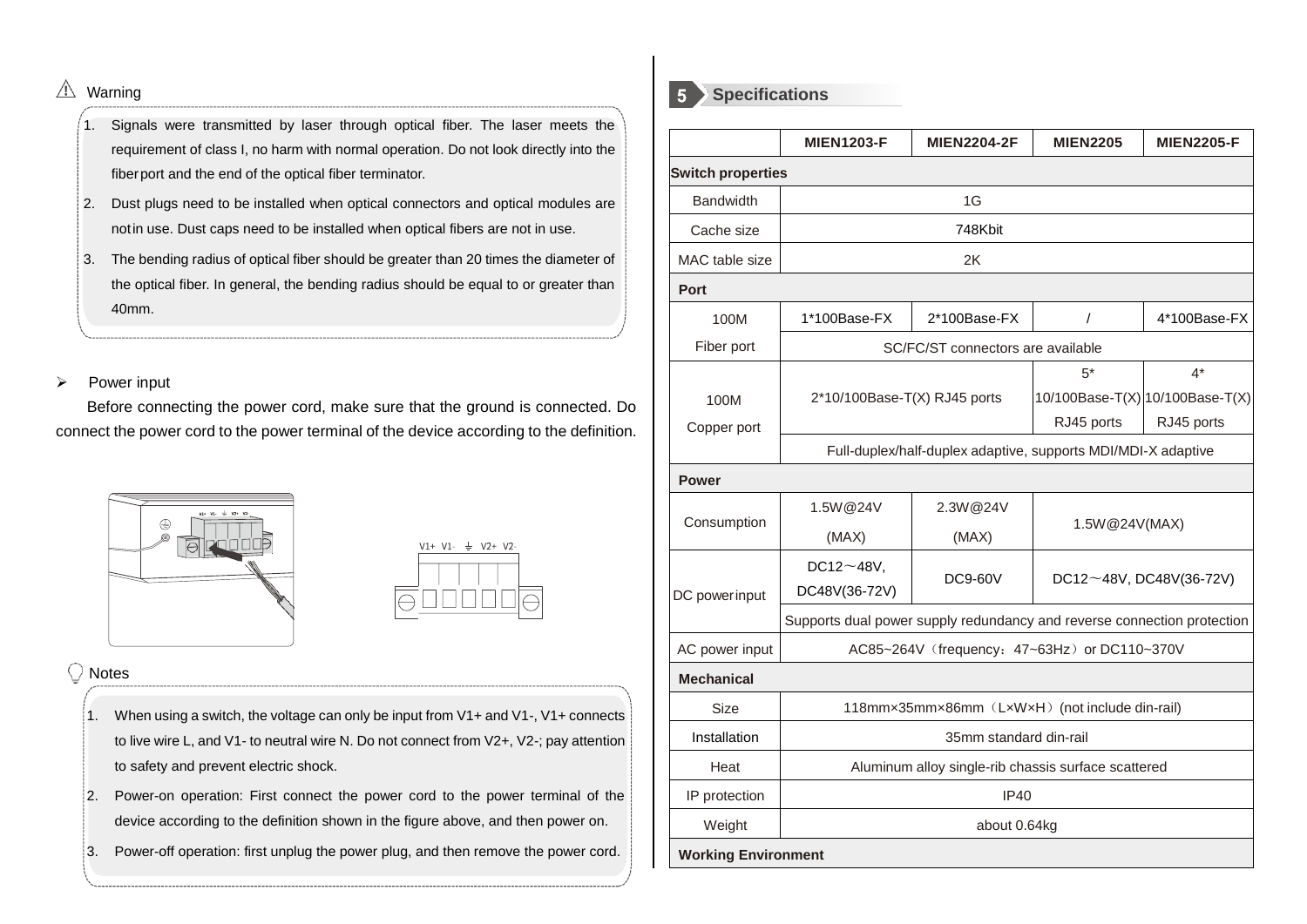⚠ Warning

1. Signals were transmitted by laser through optical fiber. The laser meets the requirement of class I, no harm with normal operation. Do not look directly into the fiber port and the end of the optical fiber terminator.
2. Dust plugs need to be installed when optical connectors and optical modules are not in use. Dust caps need to be installed when optical fibers are not in use.
3. The bending radius of optical fiber should be greater than 20 times the diameter of the optical fiber. In general, the bending radius should be equal to or greater than 40mm.

➢ Power input

Before connecting the power cord, make sure that the ground is connected. Do connect the power cord to the power terminal of the device according to the definition.

V1+ V1- ⏚ V2+ V2-

Notes

1. When using a switch, the voltage can only be input from V1+ and V1-, V1+ connects to live wire L, and V1- to neutral wire N. Do not connect from V2+, V2-; pay attention to safety and prevent electric shock.
2. Power-on operation: First connect the power cord to the power terminal of the device according to the definition shown in the figure above, and then power on.
3. Power-off operation: first unplug the power plug, and then remove the power cord.

## 5 Specifications

| | MIEN1203-F | MIEN2204-2F | MIEN2205 | MIEN2205-F |
|---|---|---|---|---|
| **Switch properties** | | | | |
| Bandwidth | 1G | | | |
| Cache size | 748Kbit | | | |
| MAC table size | 2K | | | |
| **Port** | | | | |
| 100M Fiber port | 1*100Base-FX | 2*100Base-FX | / | 4*100Base-FX |
| | SC/FC/ST connectors are available | | | |
| 100M Copper port | 2*10/100Base-T(X) RJ45 ports | | 5* 10/100Base-T(X) RJ45 ports | 4* 10/100Base-T(X) RJ45 ports |
| | Full-duplex/half-duplex adaptive, supports MDI/MDI-X adaptive | | | |
| **Power** | | | | |
| Consumption | 1.5W@24V (MAX) | 2.3W@24V (MAX) | 1.5W@24V(MAX) | |
| DC power input | DC12～48V, DC48V(36-72V) | DC9-60V | DC12～48V, DC48V(36-72V) | |
| | Supports dual power supply redundancy and reverse connection protection | | | |
| AC power input | AC85~264V（frequency：47~63Hz）or DC110~370V | | | |
| **Mechanical** | | | | |
| Size | 118mm×35mm×86mm（L×W×H）(not include din-rail) | | | |
| Installation | 35mm standard din-rail | | | |
| Heat | Aluminum alloy single-rib chassis surface scattered | | | |
| IP protection | IP40 | | | |
| Weight | about 0.64kg | | | |
| **Working Environment** | | | | |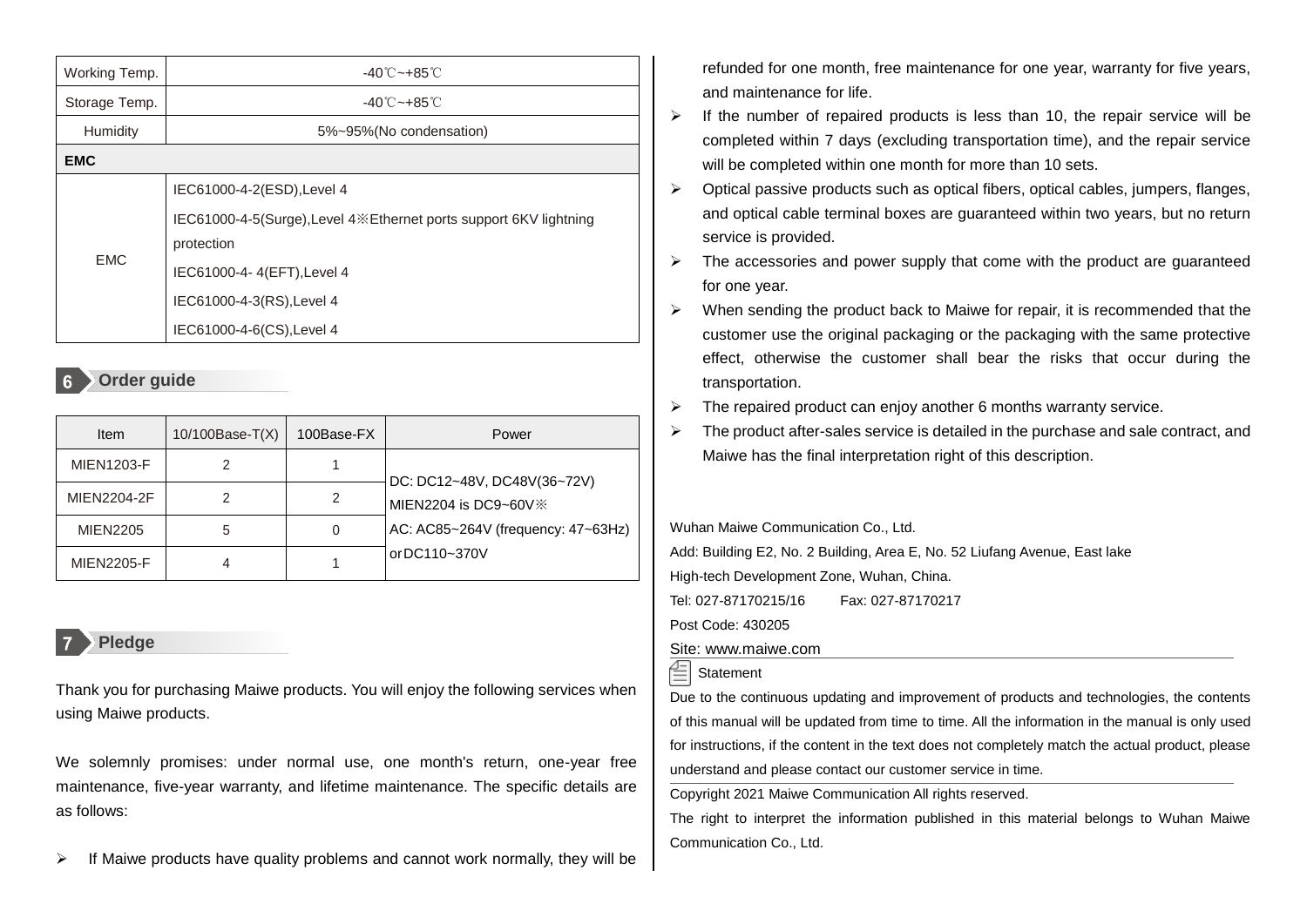| Working Temp. | -40℃~+85℃ |
| --- | --- |
| Storage Temp. | -40℃~+85℃ |
| Humidity | 5%~95%(No condensation) |
| **EMC** | |
| EMC | IEC61000-4-2(ESD),Level 4<br>IEC61000-4-5(Surge),Level 4※Ethernet ports support 6KV lightning protection<br>IEC61000-4- 4(EFT),Level 4<br>IEC61000-4-3(RS),Level 4<br>IEC61000-4-6(CS),Level 4 |

## 6 Order guide

| Item | 10/100Base-T(X) | 100Base-FX | Power |
| --- | --- | --- | --- |
| MIEN1203-F | 2 | 1 | DC: DC12~48V, DC48V(36~72V)<br>MIEN2204 is DC9~60V※<br>AC: AC85~264V (frequency: 47~63Hz) or DC110~370V |
| MIEN2204-2F | 2 | 2 | |
| MIEN2205 | 5 | 0 | |
| MIEN2205-F | 4 | 1 | |

## 7 Pledge

Thank you for purchasing Maiwe products. You will enjoy the following services when using Maiwe products.

We solemnly promises: under normal use, one month's return, one-year free maintenance, five-year warranty, and lifetime maintenance. The specific details are as follows:

- If Maiwe products have quality problems and cannot work normally, they will be refunded for one month, free maintenance for one year, warranty for five years, and maintenance for life.
- If the number of repaired products is less than 10, the repair service will be completed within 7 days (excluding transportation time), and the repair service will be completed within one month for more than 10 sets.
- Optical passive products such as optical fibers, optical cables, jumpers, flanges, and optical cable terminal boxes are guaranteed within two years, but no return service is provided.
- The accessories and power supply that come with the product are guaranteed for one year.
- When sending the product back to Maiwe for repair, it is recommended that the customer use the original packaging or the packaging with the same protective effect, otherwise the customer shall bear the risks that occur during the transportation.
- The repaired product can enjoy another 6 months warranty service.
- The product after-sales service is detailed in the purchase and sale contract, and Maiwe has the final interpretation right of this description.

Wuhan Maiwe Communication Co., Ltd.
Add: Building E2, No. 2 Building, Area E, No. 52 Liufang Avenue, East lake High-tech Development Zone, Wuhan, China.
Tel: 027-87170215/16 Fax: 027-87170217
Post Code: 430205
Site: www.maiwe.com

Statement

Due to the continuous updating and improvement of products and technologies, the contents of this manual will be updated from time to time. All the information in the manual is only used for instructions, if the content in the text does not completely match the actual product, please understand and please contact our customer service in time.

Copyright 2021 Maiwe Communication All rights reserved.

The right to interpret the information published in this material belongs to Wuhan Maiwe Communication Co., Ltd.